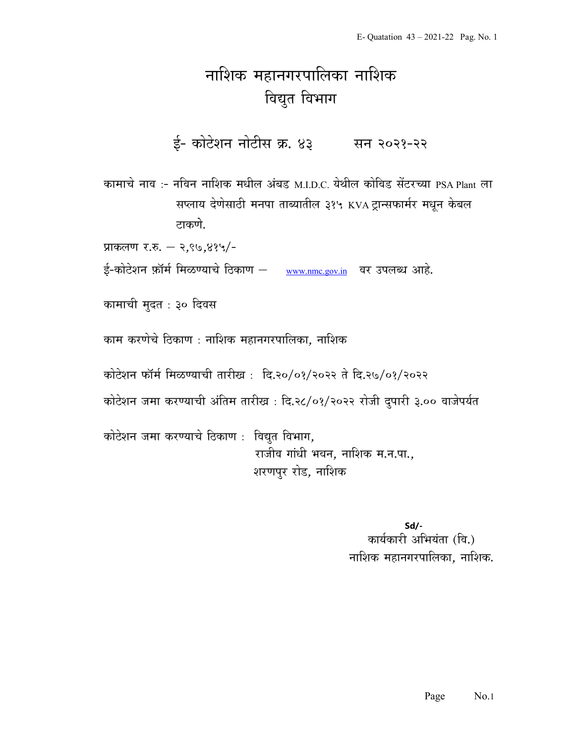# नाशिक महानगरपालिका नाशिक

## विद्युत विभाग

### ई- कोटेशन नोटीस क्र. ४३ सन २०२१-२२

कामाचे नाव :- नविन नाशिक मधील अंबड M.I.D.C. येथील कोविड सेंटरच्या PSA Plant ला सप्लाय देणेसाठी मनपा ताब्यातील ३१५ KVA ट्रान्सफार्मर मधून केबल टाकणे.

प्राकलण र.रु. – २,९७,४१५/-

ई-कोटेशन फ़ॉर्म मिळण्याचे ठिकाण – www.nmc.gov.in वर उपलब्ध आहे.

कामाची मुदत : ३० दिवस

काम करणेचे ठिकाण : नाशिक महानगरपालिका, नाशिक

कोटेशन फॉर्म मिळण्याची तारीख : दि.२०/०१/२०२२ ते दि.२७/०१/२०२२

कोटेशन जमा करण्याची अंतिम तारीख : दि.२८/०१/२०२२ रोजी दुपारी ३.०० वाजेपर्यंत

कोटेशन जमा करण्याचे ठिकाण : विद्युत विभाग,
राजीव गांधी भवन, नाशिक म.न.पा.,
शरणपुर रोड, नाशिक

Sd/-
कार्यकारी अभियंता (वि.)
नाशिक महानगरपालिका, नाशिक.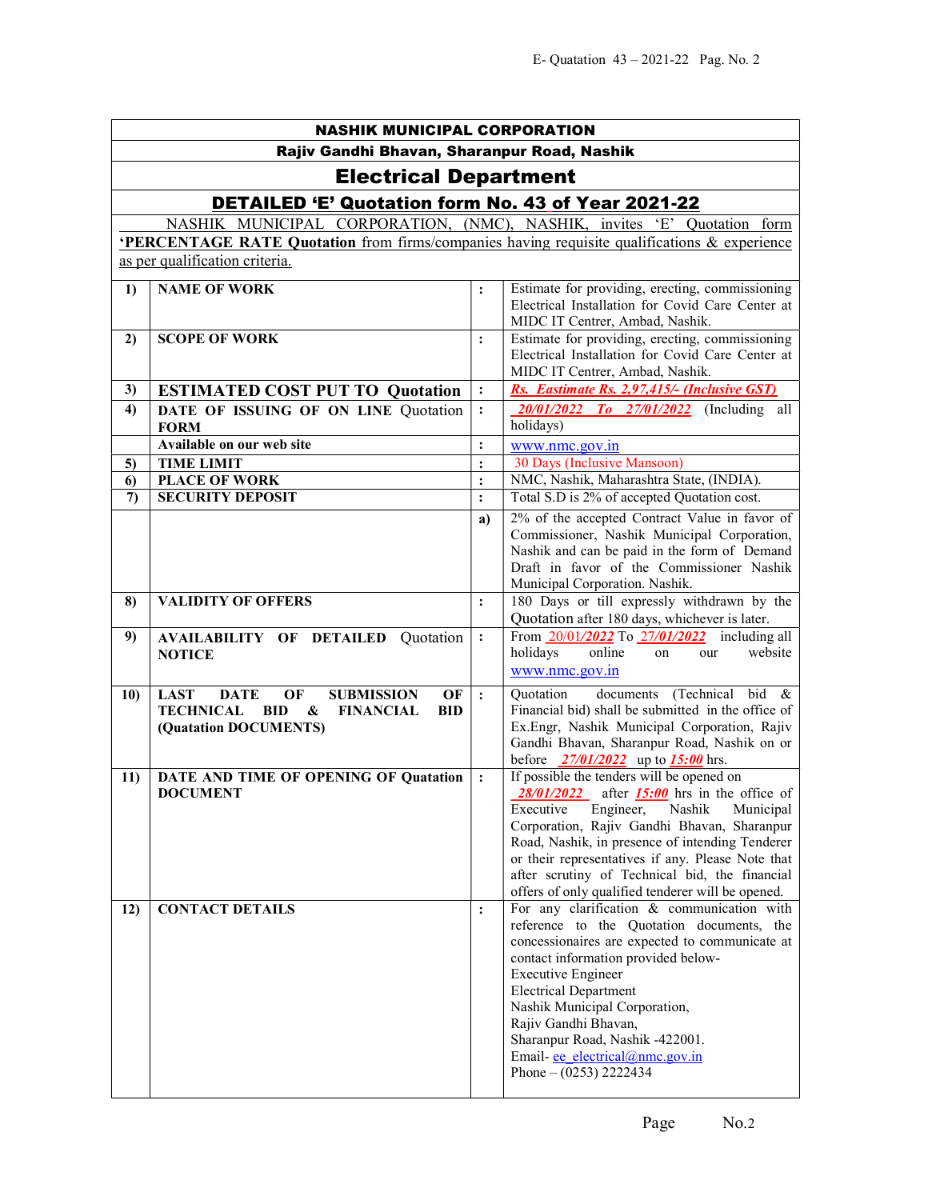# NASHIK MUNICIPAL CORPORATION

## Rajiv Gandhi Bhavan, Sharanpur Road, Nashik

## Electrical Department

## DETAILED 'E' Quotation form No. 43 of Year 2021-22

NASHIK MUNICIPAL CORPORATION, (NMC), NASHIK, invites 'E' Quotation form **'PERCENTAGE RATE Quotation** from firms/companies having requisite qualifications & experience as per qualification criteria.

| | | | |
|---|---|---|---|
| **1)** | **NAME OF WORK** | **:** | Estimate for providing, erecting, commissioning Electrical Installation for Covid Care Center at MIDC IT Centrer, Ambad, Nashik. |
| **2)** | **SCOPE OF WORK** | **:** | Estimate for providing, erecting, commissioning Electrical Installation for Covid Care Center at MIDC IT Centrer, Ambad, Nashik. |
| **3)** | **ESTIMATED COST PUT TO Quotation** | **:** | ***Rs. Eastimate Rs. 2,97,415/- (Inclusive GST)*** |
| **4)** | **DATE OF ISSUING OF ON LINE Quotation FORM** | **:** | ***20/01/2022 To 27/01/2022*** (Including all holidays) |
| | **Available on our web site** | **:** | www.nmc.gov.in |
| **5)** | **TIME LIMIT** | **:** | 30 Days (Inclusive Mansoon) |
| **6)** | **PLACE OF WORK** | **:** | NMC, Nashik, Maharashtra State, (INDIA). |
| **7)** | **SECURITY DEPOSIT** | **:** | Total S.D is 2% of accepted Quotation cost. |
| | | **a)** | 2% of the accepted Contract Value in favor of Commissioner, Nashik Municipal Corporation, Nashik and can be paid in the form of Demand Draft in favor of the Commissioner Nashik Municipal Corporation. Nashik. |
| **8)** | **VALIDITY OF OFFERS** | **:** | 180 Days or till expressly withdrawn by the Quotation after 180 days, whichever is later. |
| **9)** | **AVAILABILITY OF DETAILED Quotation NOTICE** | **:** | From 20/01/*2022* To *27/01/2022* including all holidays online on our website www.nmc.gov.in |
| **10)** | **LAST DATE OF SUBMISSION OF TECHNICAL BID & FINANCIAL BID (Quatation DOCUMENTS)** | **:** | Quotation documents (Technical bid & Financial bid) shall be submitted in the office of Ex.Engr, Nashik Municipal Corporation, Rajiv Gandhi Bhavan, Sharanpur Road, Nashik on or before ***27/01/2022*** up to ***15:00*** hrs. |
| **11)** | **DATE AND TIME OF OPENING OF Quatation DOCUMENT** | **:** | If possible the tenders will be opened on ***28/01/2022*** after ***15:00*** hrs in the office of Executive Engineer, Nashik Municipal Corporation, Rajiv Gandhi Bhavan, Sharanpur Road, Nashik, in presence of intending Tenderer or their representatives if any. Please Note that after scrutiny of Technical bid, the financial offers of only qualified tenderer will be opened. |
| **12)** | **CONTACT DETAILS** | **:** | For any clarification & communication with reference to the Quotation documents, the concessionaires are expected to communicate at contact information provided below-<br>Executive Engineer<br>Electrical Department<br>Nashik Municipal Corporation,<br>Rajiv Gandhi Bhavan,<br>Sharanpur Road, Nashik -422001.<br>Email- ee_electrical@nmc.gov.in<br>Phone – (0253) 2222434 |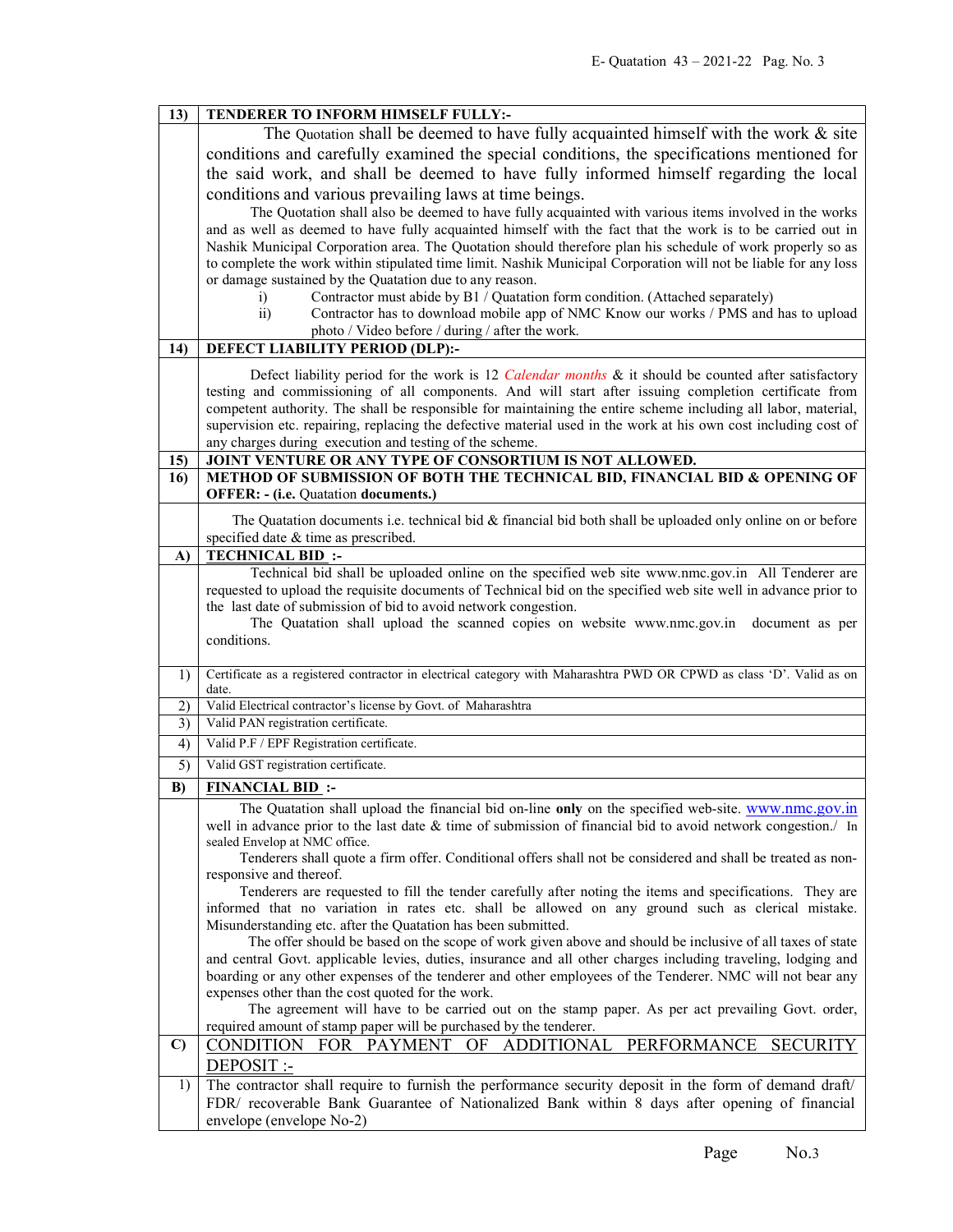| 13) | **TENDERER TO INFORM HIMSELF FULLY:-** |
|---|---|
| | The Quotation shall be deemed to have fully acquainted himself with the work & site conditions and carefully examined the special conditions, the specifications mentioned for the said work, and shall be deemed to have fully informed himself regarding the local conditions and various prevailing laws at time beings.<br>The Quotation shall also be deemed to have fully acquainted with various items involved in the works and as well as deemed to have fully acquainted himself with the fact that the work is to be carried out in Nashik Municipal Corporation area. The Quotation should therefore plan his schedule of work properly so as to complete the work within stipulated time limit. Nashik Municipal Corporation will not be liable for any loss or damage sustained by the Quatation due to any reason.<br>i) Contractor must abide by B1 / Quatation form condition. (Attached separately)<br>ii) Contractor has to download mobile app of NMC Know our works / PMS and has to upload photo / Video before / during / after the work. |
| 14) | **DEFECT LIABILITY PERIOD (DLP):-** |
| | Defect liability period for the work is 12 *Calendar months* & it should be counted after satisfactory testing and commissioning of all components. And will start after issuing completion certificate from competent authority. The shall be responsible for maintaining the entire scheme including all labor, material, supervision etc. repairing, replacing the defective material used in the work at his own cost including cost of any charges during execution and testing of the scheme. |
| 15) | **JOINT VENTURE OR ANY TYPE OF CONSORTIUM IS NOT ALLOWED.** |
| 16) | **METHOD OF SUBMISSION OF BOTH THE TECHNICAL BID, FINANCIAL BID & OPENING OF OFFER: - (i.e.** Quatation **documents.)** |
| | The Quatation documents i.e. technical bid & financial bid both shall be uploaded only online on or before specified date & time as prescribed. |
| A) | **TECHNICAL BID :-** |
| | Technical bid shall be uploaded online on the specified web site www.nmc.gov.in All Tenderer are requested to upload the requisite documents of Technical bid on the specified web site well in advance prior to the last date of submission of bid to avoid network congestion.<br>The Quatation shall upload the scanned copies on website www.nmc.gov.in document as per conditions. |
| 1) | Certificate as a registered contractor in electrical category with Maharashtra PWD OR CPWD as class 'D'. Valid as on date. |
| 2) | Valid Electrical contractor's license by Govt. of Maharashtra |
| 3) | Valid PAN registration certificate. |
| 4) | Valid P.F / EPF Registration certificate. |
| 5) | Valid GST registration certificate. |
| B) | **FINANCIAL BID :-** |
| | The Quatation shall upload the financial bid on-line **only** on the specified web-site. www.nmc.gov.in well in advance prior to the last date & time of submission of financial bid to avoid network congestion./ In sealed Envelop at NMC office.<br>Tenderers shall quote a firm offer. Conditional offers shall not be considered and shall be treated as non-responsive and thereof.<br>Tenderers are requested to fill the tender carefully after noting the items and specifications. They are informed that no variation in rates etc. shall be allowed on any ground such as clerical mistake. Misunderstanding etc. after the Quatation has been submitted.<br>The offer should be based on the scope of work given above and should be inclusive of all taxes of state and central Govt. applicable levies, duties, insurance and all other charges including traveling, lodging and boarding or any other expenses of the tenderer and other employees of the Tenderer. NMC will not bear any expenses other than the cost quoted for the work.<br>The agreement will have to be carried out on the stamp paper. As per act prevailing Govt. order, required amount of stamp paper will be purchased by the tenderer. |
| C) | CONDITION FOR PAYMENT OF ADDITIONAL PERFORMANCE SECURITY DEPOSIT :- |
| 1) | The contractor shall require to furnish the performance security deposit in the form of demand draft/ FDR/ recoverable Bank Guarantee of Nationalized Bank within 8 days after opening of financial envelope (envelope No-2) |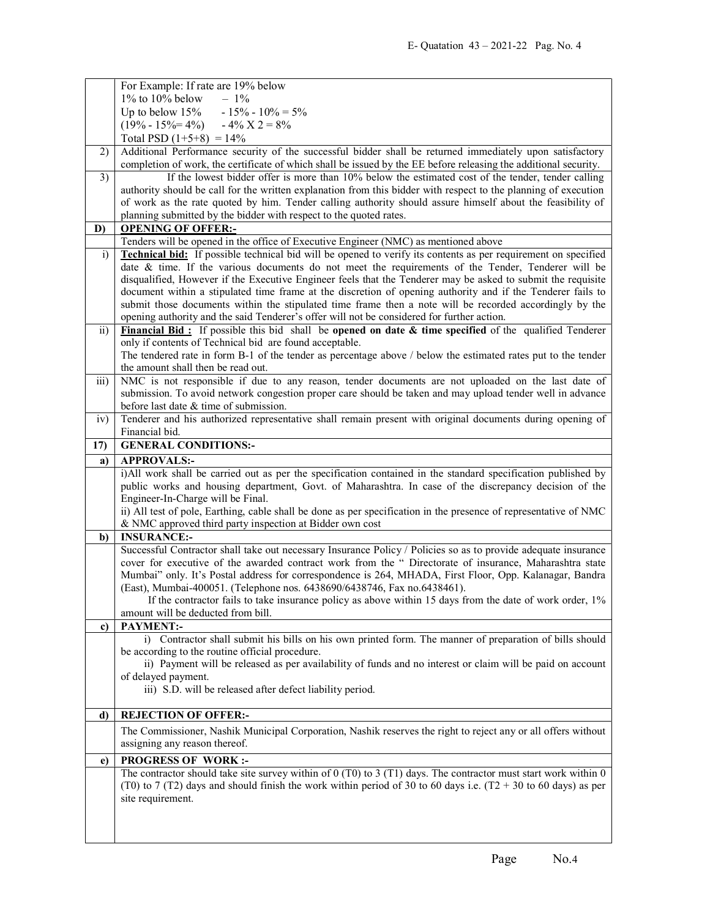| | |
|---|---|
| | For Example: If rate are 19% below<br>1% to 10% below – 1%<br>Up to below 15% - 15% - 10% = 5%<br>(19% - 15%= 4%) - 4% X 2 = 8%<br>Total PSD (1+5+8) = 14% |
| 2) | Additional Performance security of the successful bidder shall be returned immediately upon satisfactory completion of work, the certificate of which shall be issued by the EE before releasing the additional security. |
| 3) | If the lowest bidder offer is more than 10% below the estimated cost of the tender, tender calling authority should be call for the written explanation from this bidder with respect to the planning of execution of work as the rate quoted by him. Tender calling authority should assure himself about the feasibility of planning submitted by the bidder with respect to the quoted rates. |
| **D)** | **OPENING OF OFFER:-** |
| | Tenders will be opened in the office of Executive Engineer (NMC) as mentioned above |
| i) | **Technical bid:** If possible technical bid will be opened to verify its contents as per requirement on specified date & time. If the various documents do not meet the requirements of the Tender, Tenderer will be disqualified, However if the Executive Engineer feels that the Tenderer may be asked to submit the requisite document within a stipulated time frame at the discretion of opening authority and if the Tenderer fails to submit those documents within the stipulated time frame then a note will be recorded accordingly by the opening authority and the said Tenderer's offer will not be considered for further action. |
| ii) | **Financial Bid :** If possible this bid shall be **opened on date & time specified** of the qualified Tenderer only if contents of Technical bid are found acceptable.<br>The tendered rate in form B-1 of the tender as percentage above / below the estimated rates put to the tender the amount shall then be read out. |
| iii) | NMC is not responsible if due to any reason, tender documents are not uploaded on the last date of submission. To avoid network congestion proper care should be taken and may upload tender well in advance before last date & time of submission. |
| iv) | Tenderer and his authorized representative shall remain present with original documents during opening of Financial bid. |
| **17)** | **GENERAL CONDITIONS:-** |
| **a)** | **APPROVALS:-** |
| | i)All work shall be carried out as per the specification contained in the standard specification published by public works and housing department, Govt. of Maharashtra. In case of the discrepancy decision of the Engineer-In-Charge will be Final.<br>ii) All test of pole, Earthing, cable shall be done as per specification in the presence of representative of NMC & NMC approved third party inspection at Bidder own cost |
| **b)** | **INSURANCE:-** |
| | Successful Contractor shall take out necessary Insurance Policy / Policies so as to provide adequate insurance cover for executive of the awarded contract work from the " Directorate of insurance, Maharashtra state Mumbai" only. It's Postal address for correspondence is 264, MHADA, First Floor, Opp. Kalanagar, Bandra (East), Mumbai-400051. (Telephone nos. 6438690/6438746, Fax no.6438461).<br>If the contractor fails to take insurance policy as above within 15 days from the date of work order, 1% amount will be deducted from bill. |
| **c)** | **PAYMENT:-** |
| | i) Contractor shall submit his bills on his own printed form. The manner of preparation of bills should be according to the routine official procedure.<br>ii) Payment will be released as per availability of funds and no interest or claim will be paid on account of delayed payment.<br>iii) S.D. will be released after defect liability period. |
| **d)** | **REJECTION OF OFFER:-** |
| | The Commissioner, Nashik Municipal Corporation, Nashik reserves the right to reject any or all offers without assigning any reason thereof. |
| **e)** | **PROGRESS OF WORK :-** |
| | The contractor should take site survey within of 0 (T0) to 3 (T1) days. The contractor must start work within 0 (T0) to 7 (T2) days and should finish the work within period of 30 to 60 days i.e. (T2 + 30 to 60 days) as per site requirement. |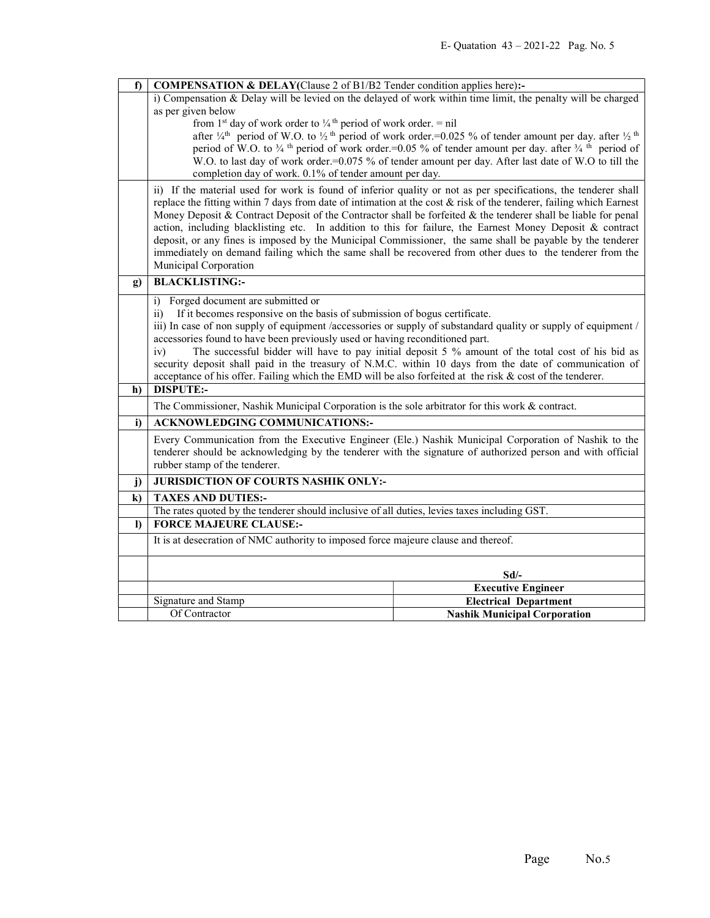| | |
|---|---|
| **f)** | **COMPENSATION & DELAY**(Clause 2 of B1/B2 Tender condition applies here)**:-** |
| | i) Compensation & Delay will be levied on the delayed of work within time limit, the penalty will be charged as per given below<br>from 1st day of work order to ¼ th period of work order. = nil<br>after ¼th period of W.O. to ½ th period of work order.=0.025 % of tender amount per day. after ½ th period of W.O. to ¾ th period of work order.=0.05 % of tender amount per day. after ¾ th period of W.O. to last day of work order.=0.075 % of tender amount per day. After last date of W.O to till the completion day of work. 0.1% of tender amount per day. |
| | ii) If the material used for work is found of inferior quality or not as per specifications, the tenderer shall replace the fitting within 7 days from date of intimation at the cost & risk of the tenderer, failing which Earnest Money Deposit & Contract Deposit of the Contractor shall be forfeited & the tenderer shall be liable for penal action, including blacklisting etc. In addition to this for failure, the Earnest Money Deposit & contract deposit, or any fines is imposed by the Municipal Commissioner, the same shall be payable by the tenderer immediately on demand failing which the same shall be recovered from other dues to the tenderer from the Municipal Corporation |
| **g)** | **BLACKLISTING:-** |
| | i) Forged document are submitted or<br>ii) If it becomes responsive on the basis of submission of bogus certificate.<br>iii) In case of non supply of equipment /accessories or supply of substandard quality or supply of equipment / accessories found to have been previously used or having reconditioned part.<br>iv) The successful bidder will have to pay initial deposit 5 % amount of the total cost of his bid as security deposit shall paid in the treasury of N.M.C. within 10 days from the date of communication of acceptance of his offer. Failing which the EMD will be also forfeited at the risk & cost of the tenderer. |
| **h)** | **DISPUTE:-** |
| | The Commissioner, Nashik Municipal Corporation is the sole arbitrator for this work & contract. |
| **i)** | **ACKNOWLEDGING COMMUNICATIONS:-** |
| | Every Communication from the Executive Engineer (Ele.) Nashik Municipal Corporation of Nashik to the tenderer should be acknowledging by the tenderer with the signature of authorized person and with official rubber stamp of the tenderer. |
| **j)** | **JURISDICTION OF COURTS NASHIK ONLY:-** |
| **k)** | **TAXES AND DUTIES:-** |
| | The rates quoted by the tenderer should inclusive of all duties, levies taxes including GST. |
| **l)** | **FORCE MAJEURE CLAUSE:-** |
| | It is at desecration of NMC authority to imposed force majeure clause and thereof. |

| | | |
|---|---|---|
| | | **Sd/-** |
| | | **Executive Engineer** |
| | Signature and Stamp | **Electrical Department** |
| | Of Contractor | **Nashik Municipal Corporation** |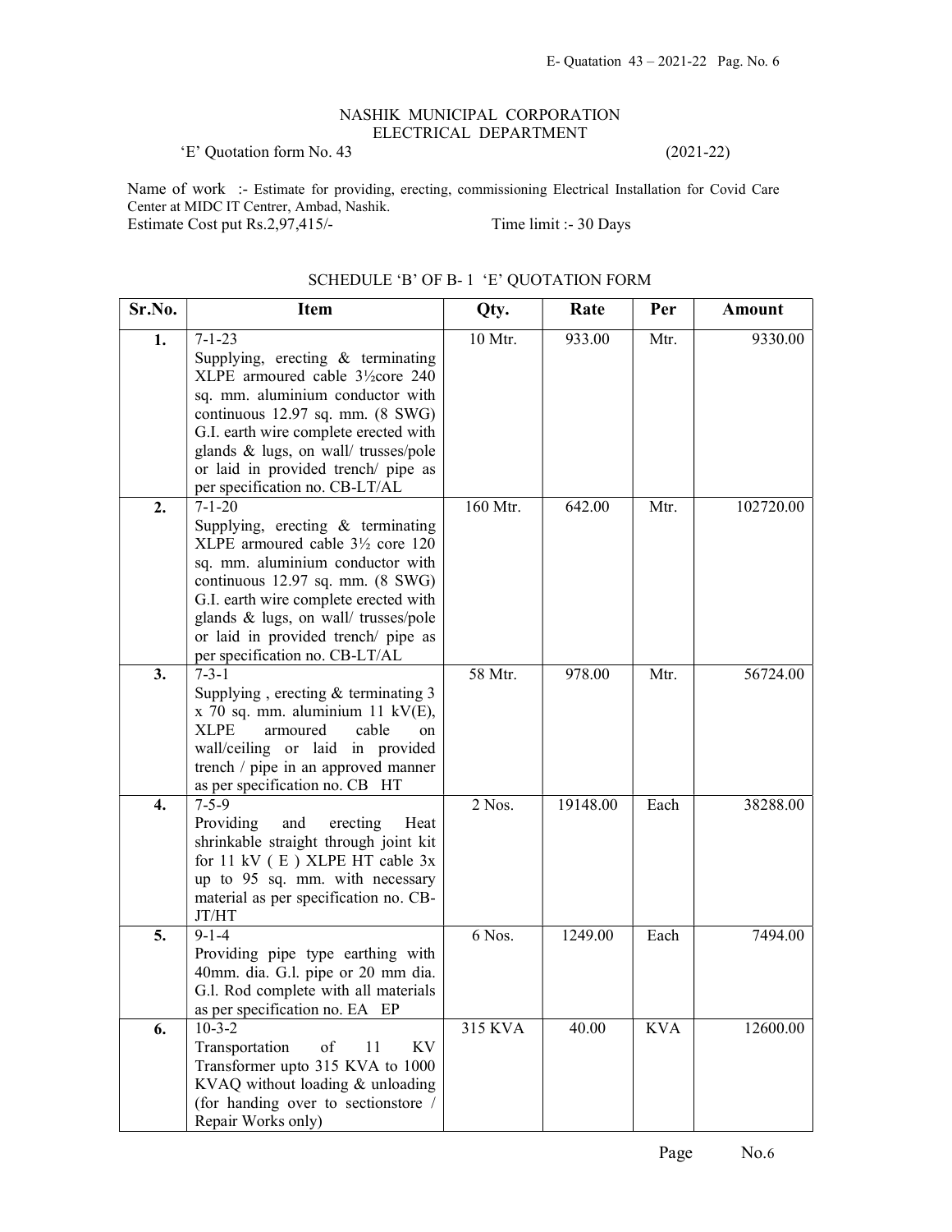NASHIK MUNICIPAL CORPORATION
ELECTRICAL DEPARTMENT

'E' Quotation form No. 43 (2021-22)

Name of work :- Estimate for providing, erecting, commissioning Electrical Installation for Covid Care Center at MIDC IT Centre, Ambad, Nashik.

Estimate Cost put Rs.2,97,415/- Time limit :- 30 Days

SCHEDULE 'B' OF B- 1 'E' QUOTATION FORM

| Sr.No. | Item | Qty. | Rate | Per | Amount |
|---|---|---|---|---|---|
| 1. | 7-1-23 Supplying, erecting & terminating XLPE armoured cable 3½core 240 sq. mm. aluminium conductor with continuous 12.97 sq. mm. (8 SWG) G.I. earth wire complete erected with glands & lugs, on wall/ trusses/pole or laid in provided trench/ pipe as per specification no. CB-LT/AL | 10 Mtr. | 933.00 | Mtr. | 9330.00 |
| 2. | 7-1-20 Supplying, erecting & terminating XLPE armoured cable 3½ core 120 sq. mm. aluminium conductor with continuous 12.97 sq. mm. (8 SWG) G.I. earth wire complete erected with glands & lugs, on wall/ trusses/pole or laid in provided trench/ pipe as per specification no. CB-LT/AL | 160 Mtr. | 642.00 | Mtr. | 102720.00 |
| 3. | 7-3-1 Supplying , erecting & terminating 3 x 70 sq. mm. aluminium 11 kV(E), XLPE armoured cable on wall/ceiling or laid in provided trench / pipe in an approved manner as per specification no. CB HT | 58 Mtr. | 978.00 | Mtr. | 56724.00 |
| 4. | 7-5-9 Providing and erecting Heat shrinkable straight through joint kit for 11 kV ( E ) XLPE HT cable 3x up to 95 sq. mm. with necessary material as per specification no. CB-JT/HT | 2 Nos. | 19148.00 | Each | 38288.00 |
| 5. | 9-1-4 Providing pipe type earthing with 40mm. dia. G.l. pipe or 20 mm dia. G.l. Rod complete with all materials as per specification no. EA EP | 6 Nos. | 1249.00 | Each | 7494.00 |
| 6. | 10-3-2 Transportation of 11 KV Transformer upto 315 KVA to 1000 KVAQ without loading & unloading (for handing over to sectionstore / Repair Works only) | 315 KVA | 40.00 | KVA | 12600.00 |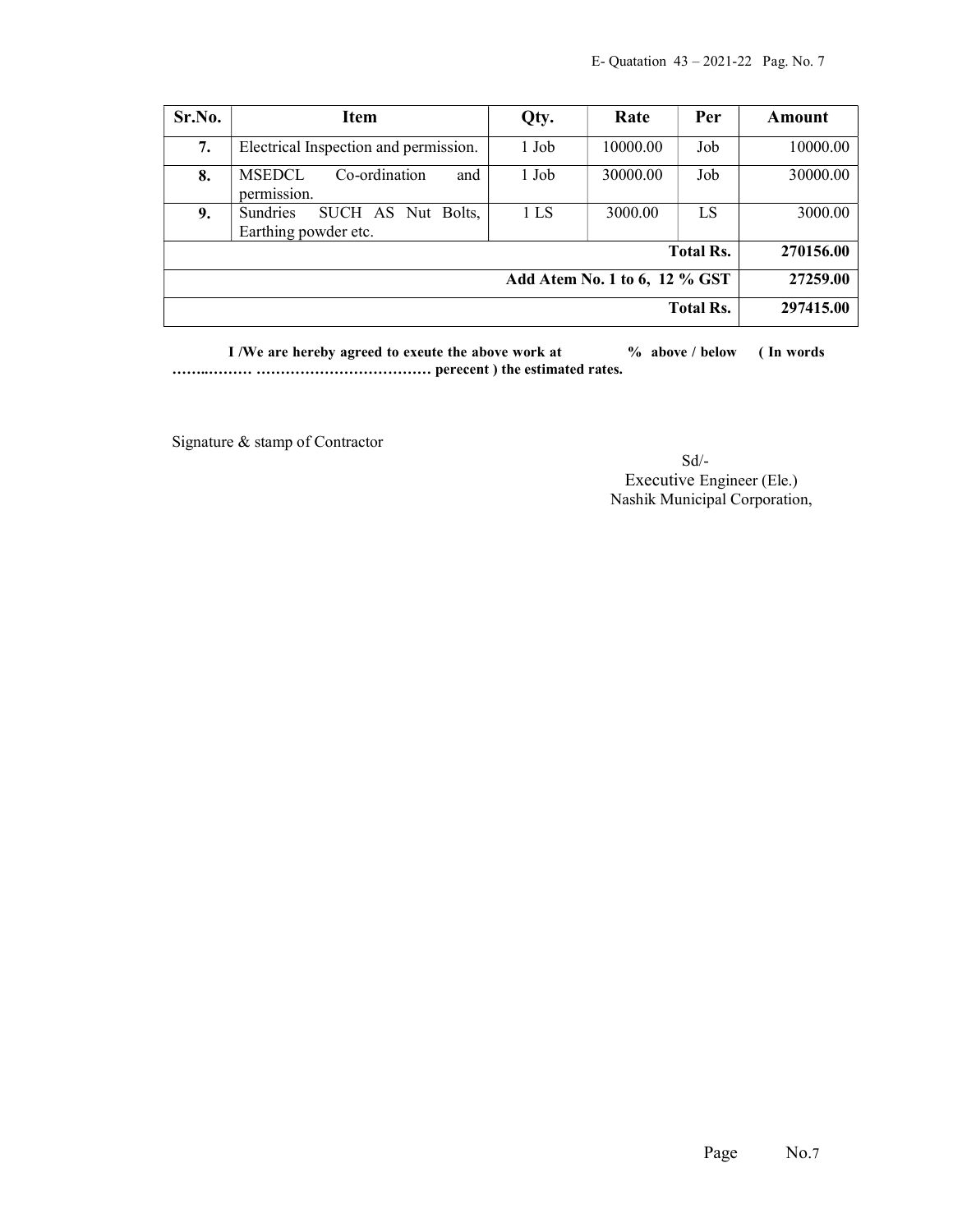| Sr.No. | Item | Qty. | Rate | Per | Amount |
|---|---|---|---|---|---|
| 7. | Electrical Inspection and permission. | 1 Job | 10000.00 | Job | 10000.00 |
| 8. | MSEDCL Co-ordination and permission. | 1 Job | 30000.00 | Job | 30000.00 |
| 9. | Sundries SUCH AS Nut Bolts, Earthing powder etc. | 1 LS | 3000.00 | LS | 3000.00 |
| | | | | **Total Rs.** | **270156.00** |
| | | | | **Add Atem No. 1 to 6, 12 % GST** | **27259.00** |
| | | | | **Total Rs.** | **297415.00** |

**I /We are hereby agreed to exeute the above work at % above / below ( In words ……..……… ……………………………… perecent ) the estimated rates.**

Signature & stamp of Contractor

Sd/-
Executive Engineer (Ele.)
Nashik Municipal Corporation,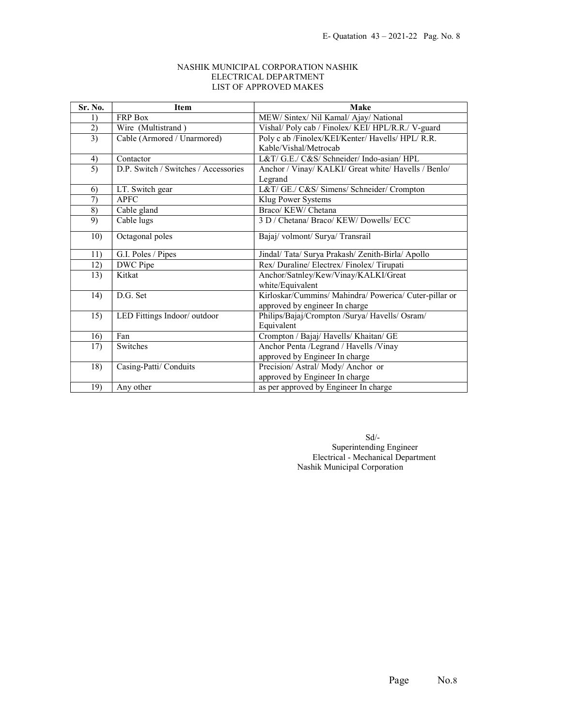NASHIK MUNICIPAL CORPORATION NASHIK
ELECTRICAL DEPARTMENT
LIST OF APPROVED MAKES

| Sr. No. | Item | Make |
|---|---|---|
| 1) | FRP Box | MEW/ Sintex/ Nil Kamal/ Ajay/ National |
| 2) | Wire (Multistrand ) | Vishal/ Poly cab / Finolex/ KEI/ HPL/R.R./ V-guard |
| 3) | Cable (Armored / Unarmored) | Poly c ab /Finolex/KEI/Kenter/ Havells/ HPL/ R.R. Kable/Vishal/Metrocab |
| 4) | Contactor | L&T/ G.E./ C&S/ Schneider/ Indo-asian/ HPL |
| 5) | D.P. Switch / Switches / Accessories | Anchor / Vinay/ KALKI/ Great white/ Havells / Benlo/ Legrand |
| 6) | LT. Switch gear | L&T/ GE./ C&S/ Simens/ Schneider/ Crompton |
| 7) | APFC | Klug Power Systems |
| 8) | Cable gland | Braco/ KEW/ Chetana |
| 9) | Cable lugs | 3 D / Chetana/ Braco/ KEW/ Dowells/ ECC |
| 10) | Octagonal poles | Bajaj/ volmont/ Surya/ Transrail |
| 11) | G.I. Poles / Pipes | Jindal/ Tata/ Surya Prakash/ Zenith-Birla/ Apollo |
| 12) | DWC Pipe | Rex/ Duraline/ Electrex/ Finolex/ Tirupati |
| 13) | Kitkat | Anchor/Satnley/Kew/Vinay/KALKI/Great white/Equivalent |
| 14) | D.G. Set | Kirloskar/Cummins/ Mahindra/ Powerica/ Cuter-pillar or approved by engineer In charge |
| 15) | LED Fittings Indoor/ outdoor | Philips/Bajaj/Crompton /Surya/ Havells/ Osram/ Equivalent |
| 16) | Fan | Crompton / Bajaj/ Havells/ Khaitan/ GE |
| 17) | Switches | Anchor Penta /Legrand / Havells /Vinay approved by Engineer In charge |
| 18) | Casing-Patti/ Conduits | Precision/ Astral/ Mody/ Anchor or approved by Engineer In charge |
| 19) | Any other | as per approved by Engineer In charge |

Sd/-
Superintending Engineer
Electrical - Mechanical Department
Nashik Municipal Corporation